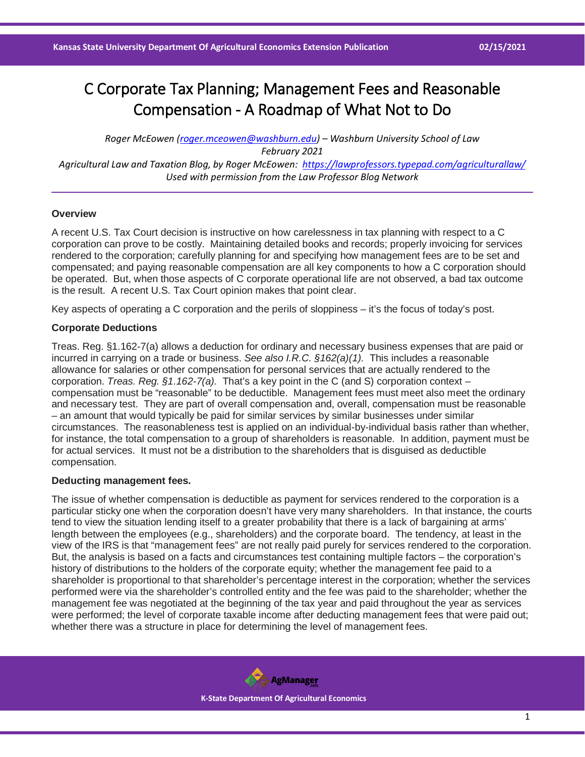# C Corporate Tax Planning; Management Fees and Reasonable Compensation - A Roadmap of What Not to Do

*Roger McEowen ([roger.mceowen@washburn.edu](mailto:roger.mceowen@washburn.edu)) – Washburn University School of Law*
*February 2021*
*Agricultural Law and Taxation Blog, by Roger McEowen: [https://lawprofessors.typepad.com/agriculturallaw/](https://lawprofessors.typepad.com/agriculturallaw/)*
*Used with permission from the Law Professor Blog Network*

### Overview

A recent U.S. Tax Court decision is instructive on how carelessness in tax planning with respect to a C corporation can prove to be costly. Maintaining detailed books and records; properly invoicing for services rendered to the corporation; carefully planning for and specifying how management fees are to be set and compensated; and paying reasonable compensation are all key components to how a C corporation should be operated. But, when those aspects of C corporate operational life are not observed, a bad tax outcome is the result. A recent U.S. Tax Court opinion makes that point clear.

Key aspects of operating a C corporation and the perils of sloppiness – it's the focus of today's post.

### Corporate Deductions

Treas. Reg. §1.162-7(a) allows a deduction for ordinary and necessary business expenses that are paid or incurred in carrying on a trade or business. *See also I.R.C. §162(a)(1).* This includes a reasonable allowance for salaries or other compensation for personal services that are actually rendered to the corporation. *Treas. Reg. §1.162-7(a).* That's a key point in the C (and S) corporation context – compensation must be "reasonable" to be deductible. Management fees must meet also meet the ordinary and necessary test. They are part of overall compensation and, overall, compensation must be reasonable – an amount that would typically be paid for similar services by similar businesses under similar circumstances. The reasonableness test is applied on an individual-by-individual basis rather than whether, for instance, the total compensation to a group of shareholders is reasonable. In addition, payment must be for actual services. It must not be a distribution to the shareholders that is disguised as deductible compensation.

### Deducting management fees.

The issue of whether compensation is deductible as payment for services rendered to the corporation is a particular sticky one when the corporation doesn't have very many shareholders. In that instance, the courts tend to view the situation lending itself to a greater probability that there is a lack of bargaining at arms' length between the employees (e.g., shareholders) and the corporate board. The tendency, at least in the view of the IRS is that "management fees" are not really paid purely for services rendered to the corporation. But, the analysis is based on a facts and circumstances test containing multiple factors – the corporation's history of distributions to the holders of the corporate equity; whether the management fee paid to a shareholder is proportional to that shareholder's percentage interest in the corporation; whether the services performed were via the shareholder's controlled entity and the fee was paid to the shareholder; whether the management fee was negotiated at the beginning of the tax year and paid throughout the year as services were performed; the level of corporate taxable income after deducting management fees that were paid out; whether there was a structure in place for determining the level of management fees.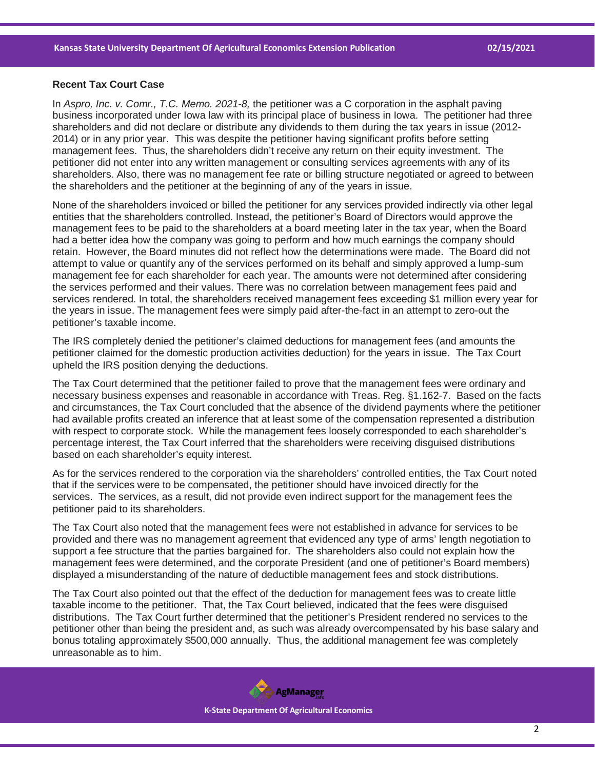**Recent Tax Court Case**

In *Aspro, Inc. v. Comr., T.C. Memo. 2021-8,* the petitioner was a C corporation in the asphalt paving business incorporated under Iowa law with its principal place of business in Iowa. The petitioner had three shareholders and did not declare or distribute any dividends to them during the tax years in issue (2012-2014) or in any prior year. This was despite the petitioner having significant profits before setting management fees. Thus, the shareholders didn't receive any return on their equity investment. The petitioner did not enter into any written management or consulting services agreements with any of its shareholders. Also, there was no management fee rate or billing structure negotiated or agreed to between the shareholders and the petitioner at the beginning of any of the years in issue.

None of the shareholders invoiced or billed the petitioner for any services provided indirectly via other legal entities that the shareholders controlled. Instead, the petitioner's Board of Directors would approve the management fees to be paid to the shareholders at a board meeting later in the tax year, when the Board had a better idea how the company was going to perform and how much earnings the company should retain. However, the Board minutes did not reflect how the determinations were made. The Board did not attempt to value or quantify any of the services performed on its behalf and simply approved a lump-sum management fee for each shareholder for each year. The amounts were not determined after considering the services performed and their values. There was no correlation between management fees paid and services rendered. In total, the shareholders received management fees exceeding $1 million every year for the years in issue. The management fees were simply paid after-the-fact in an attempt to zero-out the petitioner's taxable income.

The IRS completely denied the petitioner's claimed deductions for management fees (and amounts the petitioner claimed for the domestic production activities deduction) for the years in issue. The Tax Court upheld the IRS position denying the deductions.

The Tax Court determined that the petitioner failed to prove that the management fees were ordinary and necessary business expenses and reasonable in accordance with Treas. Reg. §1.162-7. Based on the facts and circumstances, the Tax Court concluded that the absence of the dividend payments where the petitioner had available profits created an inference that at least some of the compensation represented a distribution with respect to corporate stock. While the management fees loosely corresponded to each shareholder's percentage interest, the Tax Court inferred that the shareholders were receiving disguised distributions based on each shareholder's equity interest.

As for the services rendered to the corporation via the shareholders' controlled entities, the Tax Court noted that if the services were to be compensated, the petitioner should have invoiced directly for the services. The services, as a result, did not provide even indirect support for the management fees the petitioner paid to its shareholders.

The Tax Court also noted that the management fees were not established in advance for services to be provided and there was no management agreement that evidenced any type of arms' length negotiation to support a fee structure that the parties bargained for. The shareholders also could not explain how the management fees were determined, and the corporate President (and one of petitioner's Board members) displayed a misunderstanding of the nature of deductible management fees and stock distributions.

The Tax Court also pointed out that the effect of the deduction for management fees was to create little taxable income to the petitioner. That, the Tax Court believed, indicated that the fees were disguised distributions. The Tax Court further determined that the petitioner's President rendered no services to the petitioner other than being the president and, as such was already overcompensated by his base salary and bonus totaling approximately $500,000 annually. Thus, the additional management fee was completely unreasonable as to him.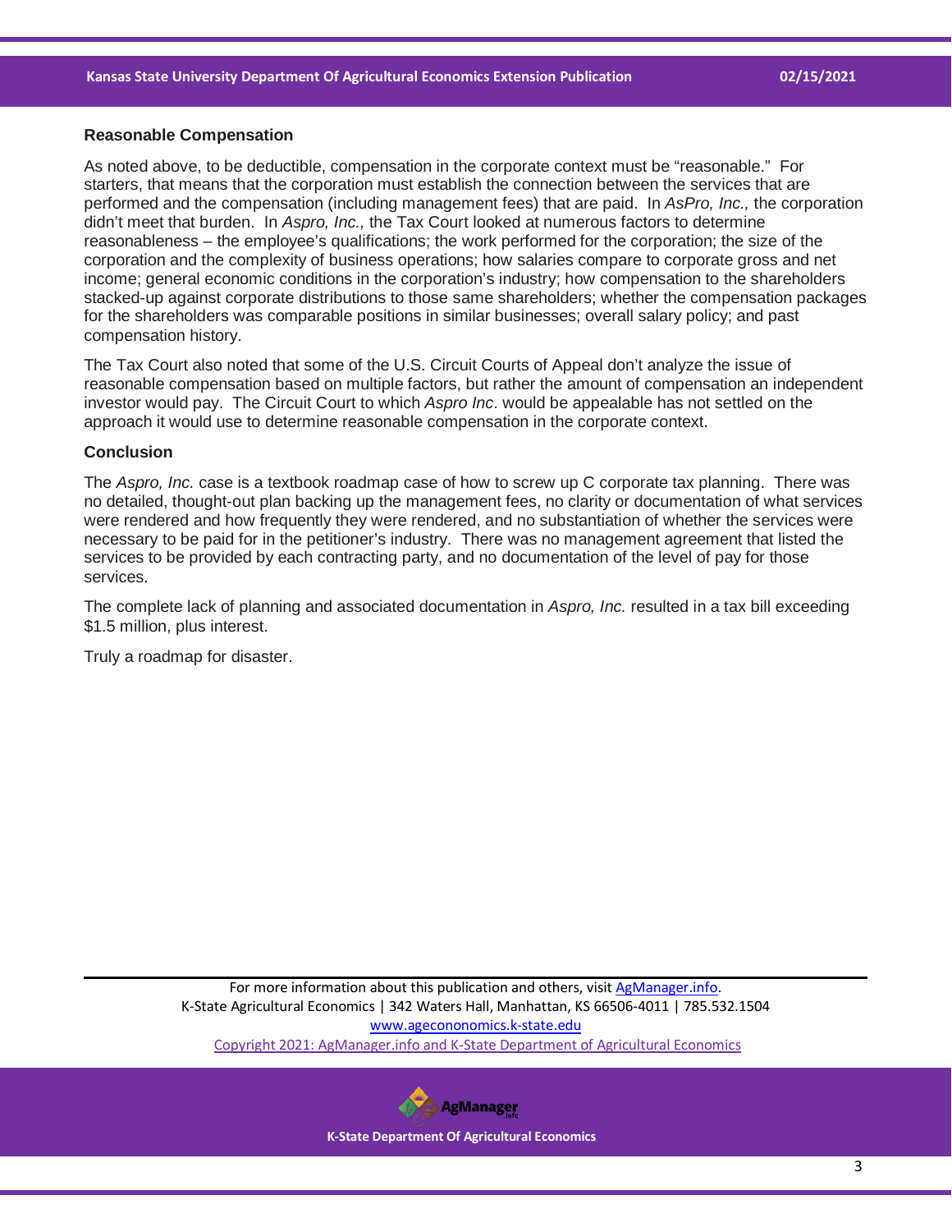### Reasonable Compensation

As noted above, to be deductible, compensation in the corporate context must be "reasonable." For starters, that means that the corporation must establish the connection between the services that are performed and the compensation (including management fees) that are paid. In *AsPro, Inc.,* the corporation didn't meet that burden. In *Aspro, Inc.,* the Tax Court looked at numerous factors to determine reasonableness – the employee's qualifications; the work performed for the corporation; the size of the corporation and the complexity of business operations; how salaries compare to corporate gross and net income; general economic conditions in the corporation's industry; how compensation to the shareholders stacked-up against corporate distributions to those same shareholders; whether the compensation packages for the shareholders was comparable positions in similar businesses; overall salary policy; and past compensation history.

The Tax Court also noted that some of the U.S. Circuit Courts of Appeal don't analyze the issue of reasonable compensation based on multiple factors, but rather the amount of compensation an independent investor would pay. The Circuit Court to which *Aspro Inc*. would be appealable has not settled on the approach it would use to determine reasonable compensation in the corporate context.

### Conclusion

The *Aspro, Inc.* case is a textbook roadmap case of how to screw up C corporate tax planning. There was no detailed, thought-out plan backing up the management fees, no clarity or documentation of what services were rendered and how frequently they were rendered, and no substantiation of whether the services were necessary to be paid for in the petitioner's industry. There was no management agreement that listed the services to be provided by each contracting party, and no documentation of the level of pay for those services.

The complete lack of planning and associated documentation in *Aspro, Inc.* resulted in a tax bill exceeding $1.5 million, plus interest.

Truly a roadmap for disaster.